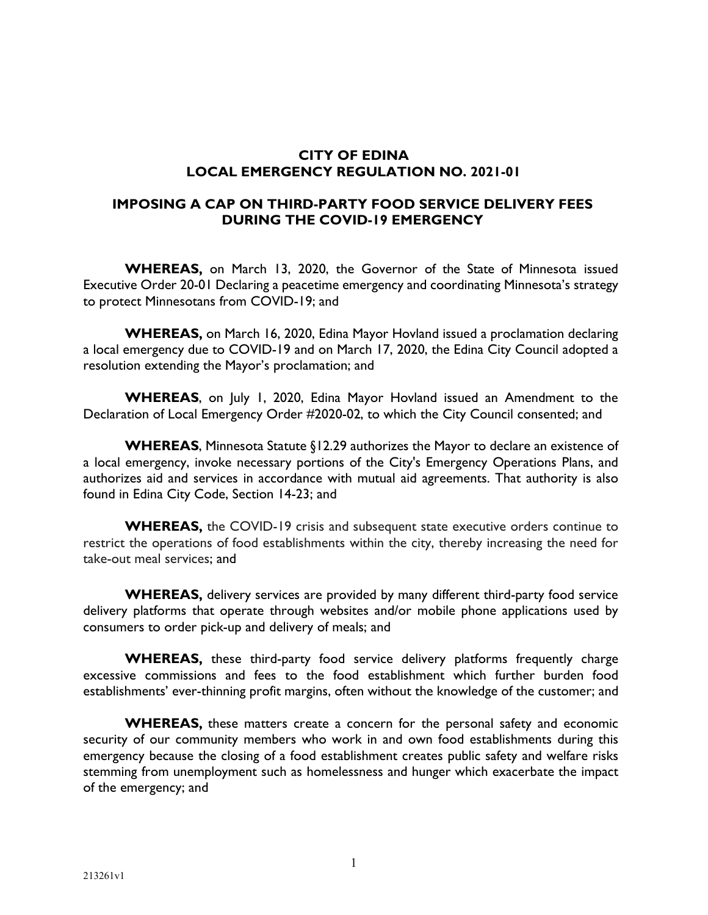# CITY OF EDINA
# LOCAL EMERGENCY REGULATION NO. 2021-01

## IMPOSING A CAP ON THIRD-PARTY FOOD SERVICE DELIVERY FEES DURING THE COVID-19 EMERGENCY

**WHEREAS,** on March 13, 2020, the Governor of the State of Minnesota issued Executive Order 20-01 Declaring a peacetime emergency and coordinating Minnesota's strategy to protect Minnesotans from COVID-19; and

**WHEREAS,** on March 16, 2020, Edina Mayor Hovland issued a proclamation declaring a local emergency due to COVID-19 and on March 17, 2020, the Edina City Council adopted a resolution extending the Mayor's proclamation; and

**WHEREAS**, on July 1, 2020, Edina Mayor Hovland issued an Amendment to the Declaration of Local Emergency Order #2020-02, to which the City Council consented; and

**WHEREAS**, Minnesota Statute §12.29 authorizes the Mayor to declare an existence of a local emergency, invoke necessary portions of the City's Emergency Operations Plans, and authorizes aid and services in accordance with mutual aid agreements. That authority is also found in Edina City Code, Section 14-23; and

**WHEREAS,** the COVID-19 crisis and subsequent state executive orders continue to restrict the operations of food establishments within the city, thereby increasing the need for take-out meal services; and

**WHEREAS,** delivery services are provided by many different third-party food service delivery platforms that operate through websites and/or mobile phone applications used by consumers to order pick-up and delivery of meals; and

**WHEREAS,** these third-party food service delivery platforms frequently charge excessive commissions and fees to the food establishment which further burden food establishments' ever-thinning profit margins, often without the knowledge of the customer; and

**WHEREAS,** these matters create a concern for the personal safety and economic security of our community members who work in and own food establishments during this emergency because the closing of a food establishment creates public safety and welfare risks stemming from unemployment such as homelessness and hunger which exacerbate the impact of the emergency; and

213261v1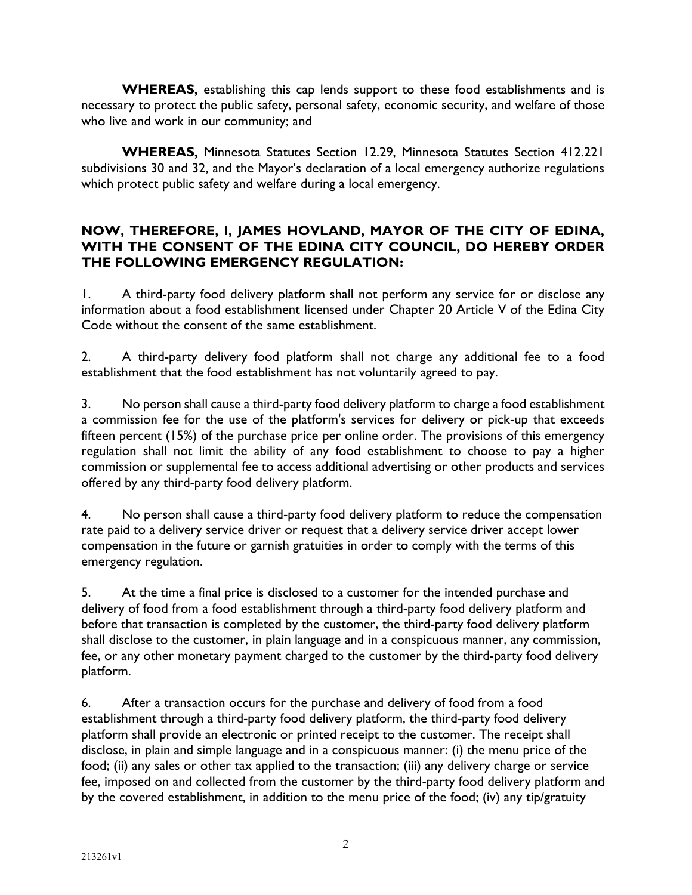**WHEREAS,** establishing this cap lends support to these food establishments and is necessary to protect the public safety, personal safety, economic security, and welfare of those who live and work in our community; and

**WHEREAS,** Minnesota Statutes Section 12.29, Minnesota Statutes Section 412.221 subdivisions 30 and 32, and the Mayor's declaration of a local emergency authorize regulations which protect public safety and welfare during a local emergency.

**NOW, THEREFORE, I, JAMES HOVLAND, MAYOR OF THE CITY OF EDINA, WITH THE CONSENT OF THE EDINA CITY COUNCIL, DO HEREBY ORDER THE FOLLOWING EMERGENCY REGULATION:**

1. A third-party food delivery platform shall not perform any service for or disclose any information about a food establishment licensed under Chapter 20 Article V of the Edina City Code without the consent of the same establishment.

2. A third-party delivery food platform shall not charge any additional fee to a food establishment that the food establishment has not voluntarily agreed to pay.

3. No person shall cause a third-party food delivery platform to charge a food establishment a commission fee for the use of the platform's services for delivery or pick-up that exceeds fifteen percent (15%) of the purchase price per online order. The provisions of this emergency regulation shall not limit the ability of any food establishment to choose to pay a higher commission or supplemental fee to access additional advertising or other products and services offered by any third-party food delivery platform.

4. No person shall cause a third-party food delivery platform to reduce the compensation rate paid to a delivery service driver or request that a delivery service driver accept lower compensation in the future or garnish gratuities in order to comply with the terms of this emergency regulation.

5. At the time a final price is disclosed to a customer for the intended purchase and delivery of food from a food establishment through a third-party food delivery platform and before that transaction is completed by the customer, the third-party food delivery platform shall disclose to the customer, in plain language and in a conspicuous manner, any commission, fee, or any other monetary payment charged to the customer by the third-party food delivery platform.

6. After a transaction occurs for the purchase and delivery of food from a food establishment through a third-party food delivery platform, the third-party food delivery platform shall provide an electronic or printed receipt to the customer. The receipt shall disclose, in plain and simple language and in a conspicuous manner: (i) the menu price of the food; (ii) any sales or other tax applied to the transaction; (iii) any delivery charge or service fee, imposed on and collected from the customer by the third-party food delivery platform and by the covered establishment, in addition to the menu price of the food; (iv) any tip/gratuity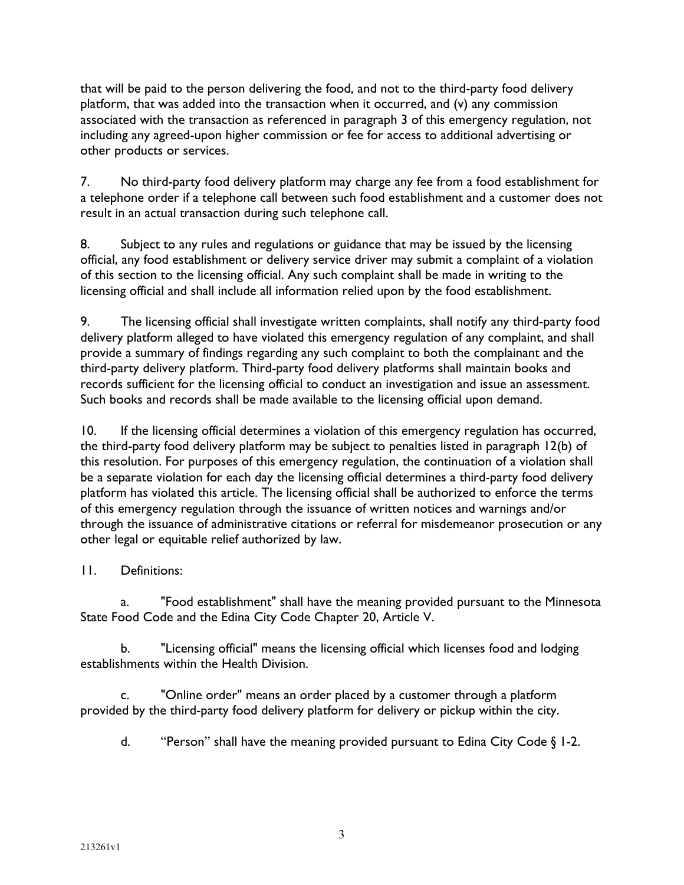that will be paid to the person delivering the food, and not to the third-party food delivery platform, that was added into the transaction when it occurred, and (v) any commission associated with the transaction as referenced in paragraph 3 of this emergency regulation, not including any agreed-upon higher commission or fee for access to additional advertising or other products or services.

7. No third-party food delivery platform may charge any fee from a food establishment for a telephone order if a telephone call between such food establishment and a customer does not result in an actual transaction during such telephone call.

8. Subject to any rules and regulations or guidance that may be issued by the licensing official, any food establishment or delivery service driver may submit a complaint of a violation of this section to the licensing official. Any such complaint shall be made in writing to the licensing official and shall include all information relied upon by the food establishment.

9. The licensing official shall investigate written complaints, shall notify any third-party food delivery platform alleged to have violated this emergency regulation of any complaint, and shall provide a summary of findings regarding any such complaint to both the complainant and the third-party delivery platform. Third-party food delivery platforms shall maintain books and records sufficient for the licensing official to conduct an investigation and issue an assessment. Such books and records shall be made available to the licensing official upon demand.

10. If the licensing official determines a violation of this emergency regulation has occurred, the third-party food delivery platform may be subject to penalties listed in paragraph 12(b) of this resolution. For purposes of this emergency regulation, the continuation of a violation shall be a separate violation for each day the licensing official determines a third-party food delivery platform has violated this article. The licensing official shall be authorized to enforce the terms of this emergency regulation through the issuance of written notices and warnings and/or through the issuance of administrative citations or referral for misdemeanor prosecution or any other legal or equitable relief authorized by law.

11. Definitions:

a. "Food establishment" shall have the meaning provided pursuant to the Minnesota State Food Code and the Edina City Code Chapter 20, Article V.

b. "Licensing official" means the licensing official which licenses food and lodging establishments within the Health Division.

c. "Online order" means an order placed by a customer through a platform provided by the third-party food delivery platform for delivery or pickup within the city.

d. "Person" shall have the meaning provided pursuant to Edina City Code § 1-2.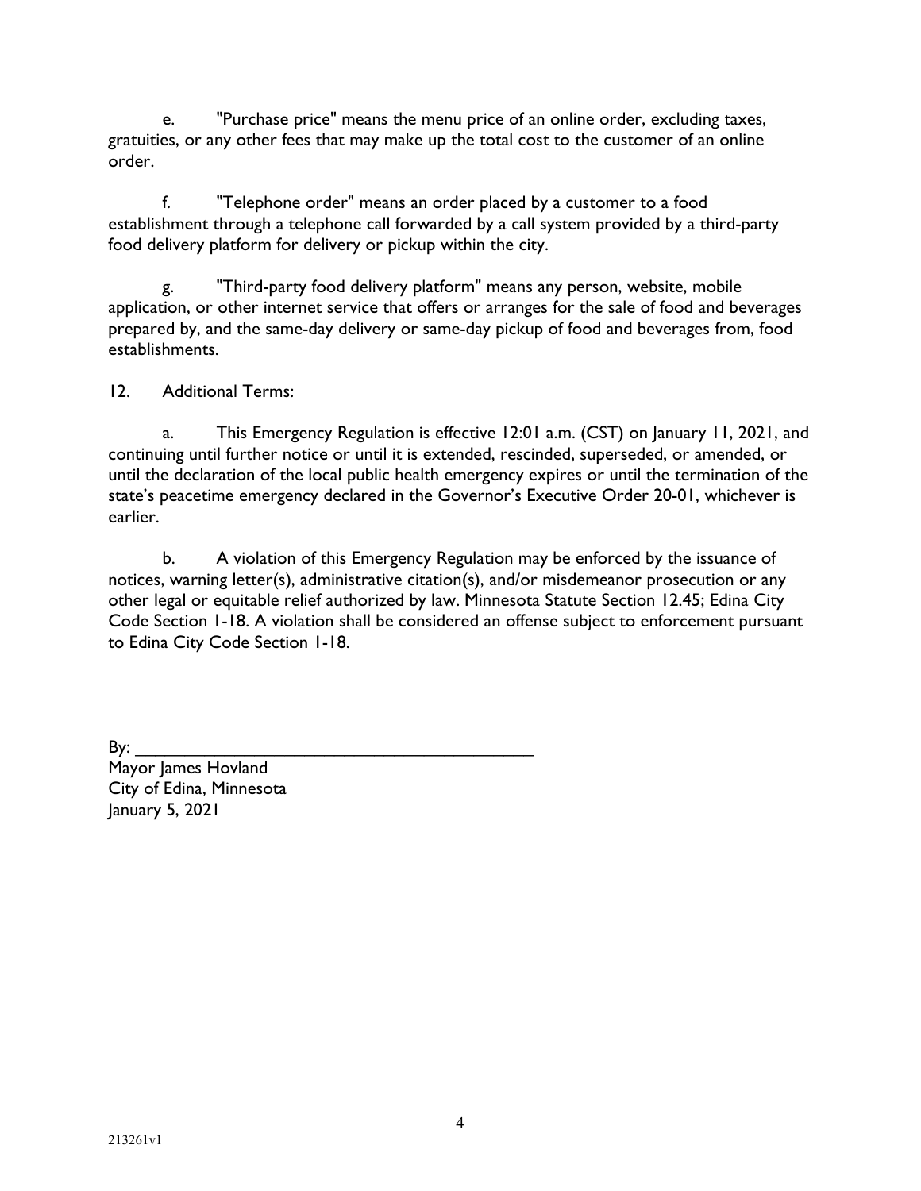e. "Purchase price" means the menu price of an online order, excluding taxes, gratuities, or any other fees that may make up the total cost to the customer of an online order.

f. "Telephone order" means an order placed by a customer to a food establishment through a telephone call forwarded by a call system provided by a third-party food delivery platform for delivery or pickup within the city.

g. "Third-party food delivery platform" means any person, website, mobile application, or other internet service that offers or arranges for the sale of food and beverages prepared by, and the same-day delivery or same-day pickup of food and beverages from, food establishments.

12. Additional Terms:

a. This Emergency Regulation is effective 12:01 a.m. (CST) on January 11, 2021, and continuing until further notice or until it is extended, rescinded, superseded, or amended, or until the declaration of the local public health emergency expires or until the termination of the state's peacetime emergency declared in the Governor's Executive Order 20-01, whichever is earlier.

b. A violation of this Emergency Regulation may be enforced by the issuance of notices, warning letter(s), administrative citation(s), and/or misdemeanor prosecution or any other legal or equitable relief authorized by law. Minnesota Statute Section 12.45; Edina City Code Section 1-18. A violation shall be considered an offense subject to enforcement pursuant to Edina City Code Section 1-18.

By: ___________________________________________
Mayor James Hovland
City of Edina, Minnesota
January 5, 2021

213261v1